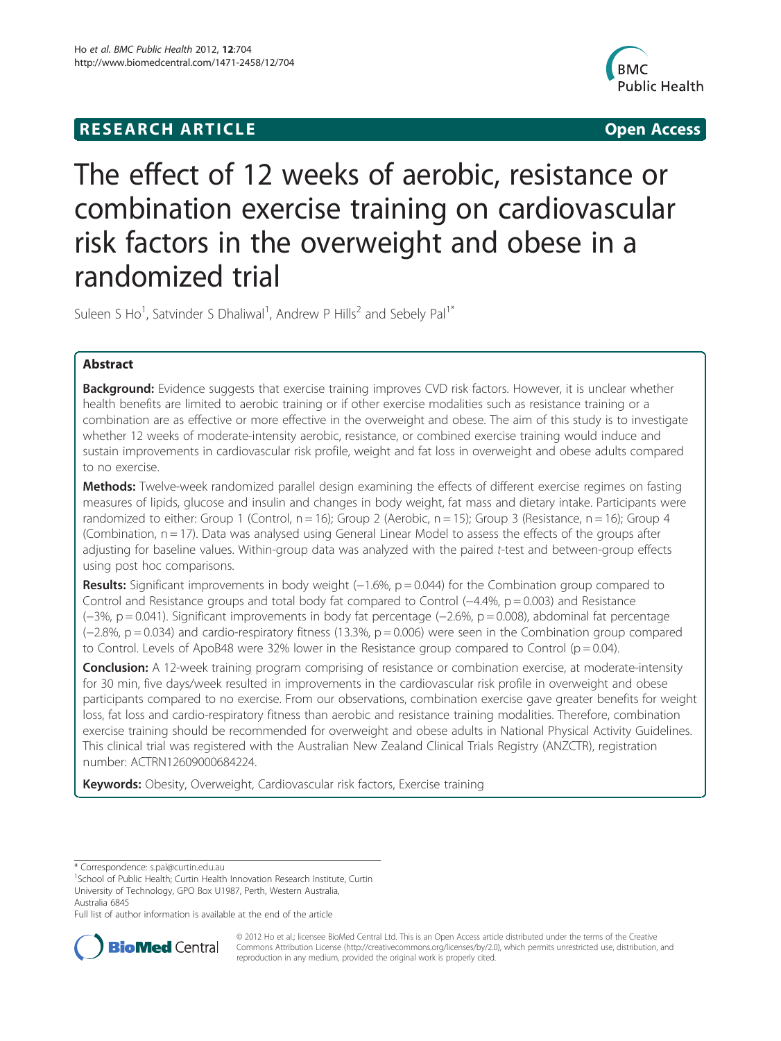**RESEARCH ARTICLE** **Open Access**

# The effect of 12 weeks of aerobic, resistance or combination exercise training on cardiovascular risk factors in the overweight and obese in a randomized trial

Suleen S Ho[1], Satvinder S Dhaliwal[1], Andrew P Hills[2] and Sebely Pal[1*]

## Abstract

**Background:** Evidence suggests that exercise training improves CVD risk factors. However, it is unclear whether health benefits are limited to aerobic training or if other exercise modalities such as resistance training or a combination are as effective or more effective in the overweight and obese. The aim of this study is to investigate whether 12 weeks of moderate-intensity aerobic, resistance, or combined exercise training would induce and sustain improvements in cardiovascular risk profile, weight and fat loss in overweight and obese adults compared to no exercise.

**Methods:** Twelve-week randomized parallel design examining the effects of different exercise regimes on fasting measures of lipids, glucose and insulin and changes in body weight, fat mass and dietary intake. Participants were randomized to either: Group 1 (Control, n = 16); Group 2 (Aerobic, n = 15); Group 3 (Resistance, n = 16); Group 4 (Combination, n = 17). Data was analysed using General Linear Model to assess the effects of the groups after adjusting for baseline values. Within-group data was analyzed with the paired *t*-test and between-group effects using post hoc comparisons.

**Results:** Significant improvements in body weight (−1.6%, p = 0.044) for the Combination group compared to Control and Resistance groups and total body fat compared to Control (−4.4%, p = 0.003) and Resistance (−3%, p = 0.041). Significant improvements in body fat percentage (−2.6%, p = 0.008), abdominal fat percentage (−2.8%, p = 0.034) and cardio-respiratory fitness (13.3%, p = 0.006) were seen in the Combination group compared to Control. Levels of ApoB48 were 32% lower in the Resistance group compared to Control (p = 0.04).

**Conclusion:** A 12-week training program comprising of resistance or combination exercise, at moderate-intensity for 30 min, five days/week resulted in improvements in the cardiovascular risk profile in overweight and obese participants compared to no exercise. From our observations, combination exercise gave greater benefits for weight loss, fat loss and cardio-respiratory fitness than aerobic and resistance training modalities. Therefore, combination exercise training should be recommended for overweight and obese adults in National Physical Activity Guidelines. This clinical trial was registered with the Australian New Zealand Clinical Trials Registry (ANZCTR), registration number: ACTRN12609000684224.

**Keywords:** Obesity, Overweight, Cardiovascular risk factors, Exercise training

---

\* Correspondence: s.pal@curtin.edu.au

[1]School of Public Health; Curtin Health Innovation Research Institute, Curtin University of Technology, GPO Box U1987, Perth, Western Australia, Australia 6845

Full list of author information is available at the end of the article

© 2012 Ho et al.; licensee BioMed Central Ltd. This is an Open Access article distributed under the terms of the Creative Commons Attribution License (http://creativecommons.org/licenses/by/2.0), which permits unrestricted use, distribution, and reproduction in any medium, provided the original work is properly cited.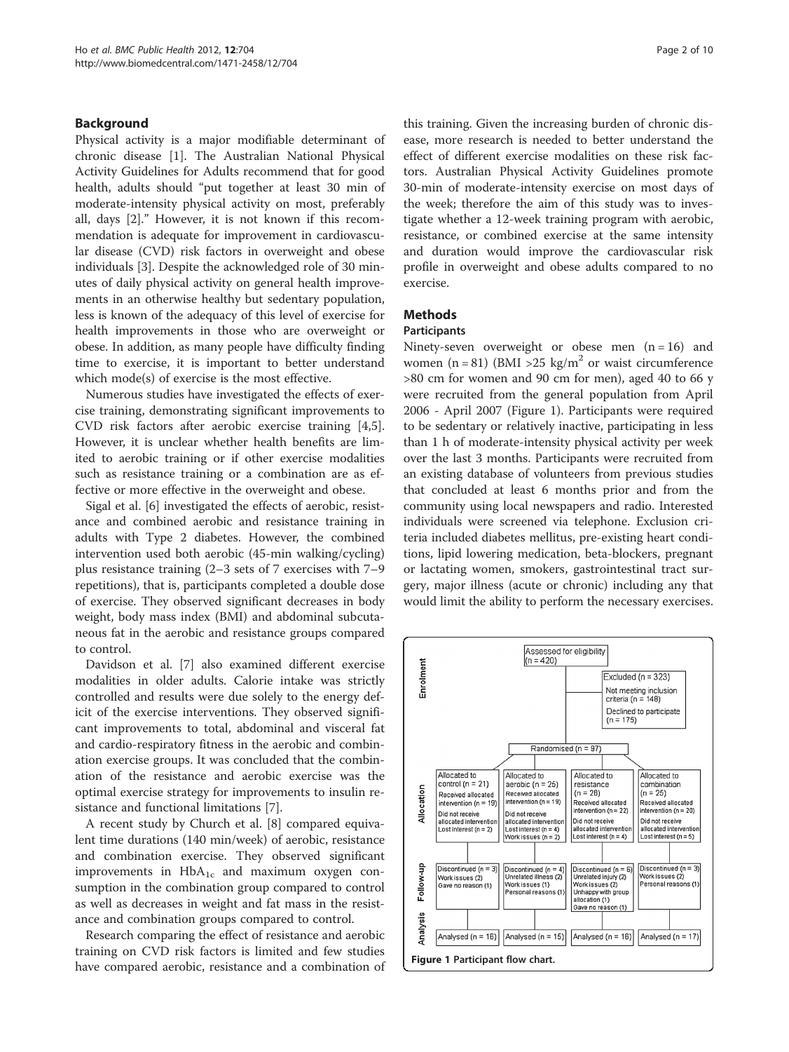## Background

Physical activity is a major modifiable determinant of chronic disease [1]. The Australian National Physical Activity Guidelines for Adults recommend that for good health, adults should "put together at least 30 min of moderate-intensity physical activity on most, preferably all, days [2]." However, it is not known if this recommendation is adequate for improvement in cardiovascular disease (CVD) risk factors in overweight and obese individuals [3]. Despite the acknowledged role of 30 minutes of daily physical activity on general health improvements in an otherwise healthy but sedentary population, less is known of the adequacy of this level of exercise for health improvements in those who are overweight or obese. In addition, as many people have difficulty finding time to exercise, it is important to better understand which mode(s) of exercise is the most effective.

Numerous studies have investigated the effects of exercise training, demonstrating significant improvements to CVD risk factors after aerobic exercise training [4,5]. However, it is unclear whether health benefits are limited to aerobic training or if other exercise modalities such as resistance training or a combination are as effective or more effective in the overweight and obese.

Sigal et al. [6] investigated the effects of aerobic, resistance and combined aerobic and resistance training in adults with Type 2 diabetes. However, the combined intervention used both aerobic (45-min walking/cycling) plus resistance training (2–3 sets of 7 exercises with 7–9 repetitions), that is, participants completed a double dose of exercise. They observed significant decreases in body weight, body mass index (BMI) and abdominal subcutaneous fat in the aerobic and resistance groups compared to control.

Davidson et al. [7] also examined different exercise modalities in older adults. Calorie intake was strictly controlled and results were due solely to the energy deficit of the exercise interventions. They observed significant improvements to total, abdominal and visceral fat and cardio-respiratory fitness in the aerobic and combination exercise groups. It was concluded that the combination of the resistance and aerobic exercise was the optimal exercise strategy for improvements to insulin resistance and functional limitations [7].

A recent study by Church et al. [8] compared equivalent time durations (140 min/week) of aerobic, resistance and combination exercise. They observed significant improvements in $HbA_{1c}$ and maximum oxygen consumption in the combination group compared to control as well as decreases in weight and fat mass in the resistance and combination groups compared to control.

Research comparing the effect of resistance and aerobic training on CVD risk factors is limited and few studies have compared aerobic, resistance and a combination of this training. Given the increasing burden of chronic disease, more research is needed to better understand the effect of different exercise modalities on these risk factors. Australian Physical Activity Guidelines promote 30-min of moderate-intensity exercise on most days of the week; therefore the aim of this study was to investigate whether a 12-week training program with aerobic, resistance, or combined exercise at the same intensity and duration would improve the cardiovascular risk profile in overweight and obese adults compared to no exercise.

## Methods

### Participants

Ninety-seven overweight or obese men (n = 16) and women (n = 81) (BMI >25 kg/m$^2$ or waist circumference >80 cm for women and 90 cm for men), aged 40 to 66 y were recruited from the general population from April 2006 - April 2007 (Figure 1). Participants were required to be sedentary or relatively inactive, participating in less than 1 h of moderate-intensity physical activity per week over the last 3 months. Participants were recruited from an existing database of volunteers from previous studies that concluded at least 6 months prior and from the community using local newspapers and radio. Interested individuals were screened via telephone. Exclusion criteria included diabetes mellitus, pre-existing heart conditions, lipid lowering medication, beta-blockers, pregnant or lactating women, smokers, gastrointestinal tract surgery, major illness (acute or chronic) including any that would limit the ability to perform the necessary exercises.

**Enrolment**

Assessed for eligibility (n = 420)

Excluded (n = 323)
- Not meeting inclusion criteria (n = 148)
- Declined to participate (n = 175)

Randomised (n = 97)

**Allocation**

| Allocated to control (n = 21) | Allocated to aerobic (n = 25) | Allocated to resistance (n = 26) | Allocated to combination (n = 25) |
|---|---|---|---|
| Received allocated intervention (n = 19) | Received allocated intervention (n = 19) | Received allocated intervention (n = 22) | Received allocated intervention (n = 20) |
| Did not receive allocated intervention: Lost interest (n = 2) | Did not receive allocated intervention: Lost interest (n = 4), Work issues (n = 2) | Did not receive allocated intervention: Lost interest (n = 4) | Did not receive allocated intervention: Lost interest (n = 5) |

**Follow-up**

| Discontinued (n = 3): Work issues (2), Gave no reason (1) | Discontinued (n = 4): Unrelated illness (2), Work issues (1), Personal reasons (1) | Discontinued (n = 6): Unrelated injury (2), Work issues (2), Unhappy with group allocation (1), Gave no reason (1) | Discontinued (n = 3): Work issues (2), Personal reasons (1) |
|---|---|---|---|

**Analysis**

| Analysed (n = 16) | Analysed (n = 15) | Analysed (n = 16) | Analysed (n = 17) |
|---|---|---|---|

**Figure 1** Participant flow chart.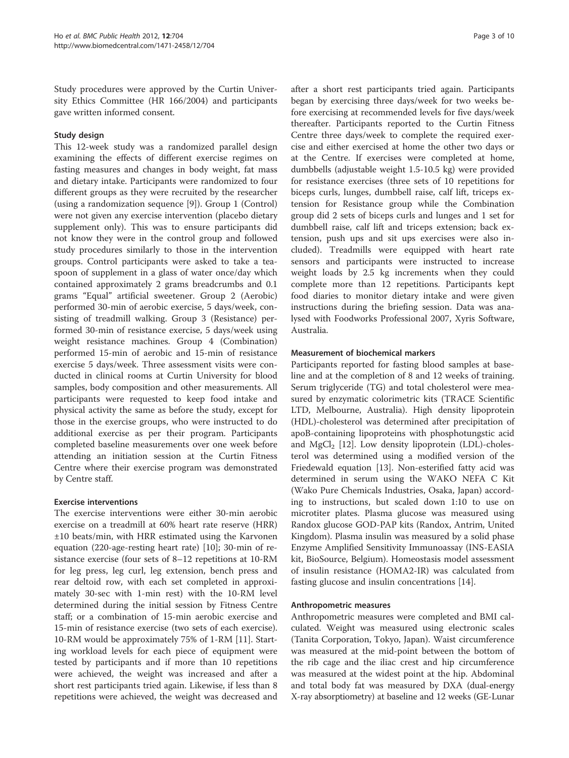Study procedures were approved by the Curtin University Ethics Committee (HR 166/2004) and participants gave written informed consent.

### Study design

This 12-week study was a randomized parallel design examining the effects of different exercise regimes on fasting measures and changes in body weight, fat mass and dietary intake. Participants were randomized to four different groups as they were recruited by the researcher (using a randomization sequence [9]). Group 1 (Control) were not given any exercise intervention (placebo dietary supplement only). This was to ensure participants did not know they were in the control group and followed study procedures similarly to those in the intervention groups. Control participants were asked to take a teaspoon of supplement in a glass of water once/day which contained approximately 2 grams breadcrumbs and 0.1 grams "Equal" artificial sweetener. Group 2 (Aerobic) performed 30-min of aerobic exercise, 5 days/week, consisting of treadmill walking. Group 3 (Resistance) performed 30-min of resistance exercise, 5 days/week using weight resistance machines. Group 4 (Combination) performed 15-min of aerobic and 15-min of resistance exercise 5 days/week. Three assessment visits were conducted in clinical rooms at Curtin University for blood samples, body composition and other measurements. All participants were requested to keep food intake and physical activity the same as before the study, except for those in the exercise groups, who were instructed to do additional exercise as per their program. Participants completed baseline measurements over one week before attending an initiation session at the Curtin Fitness Centre where their exercise program was demonstrated by Centre staff.

### Exercise interventions

The exercise interventions were either 30-min aerobic exercise on a treadmill at 60% heart rate reserve (HRR) ±10 beats/min, with HRR estimated using the Karvonen equation (220-age-resting heart rate) [10]; 30-min of resistance exercise (four sets of 8–12 repetitions at 10-RM for leg press, leg curl, leg extension, bench press and rear deltoid row, with each set completed in approximately 30-sec with 1-min rest) with the 10-RM level determined during the initial session by Fitness Centre staff; or a combination of 15-min aerobic exercise and 15-min of resistance exercise (two sets of each exercise). 10-RM would be approximately 75% of 1-RM [11]. Starting workload levels for each piece of equipment were tested by participants and if more than 10 repetitions were achieved, the weight was increased and after a short rest participants tried again. Likewise, if less than 8 repetitions were achieved, the weight was decreased and after a short rest participants tried again. Participants began by exercising three days/week for two weeks before exercising at recommended levels for five days/week thereafter. Participants reported to the Curtin Fitness Centre three days/week to complete the required exercise and either exercised at home the other two days or at the Centre. If exercises were completed at home, dumbbells (adjustable weight 1.5-10.5 kg) were provided for resistance exercises (three sets of 10 repetitions for biceps curls, lunges, dumbbell raise, calf lift, triceps extension for Resistance group while the Combination group did 2 sets of biceps curls and lunges and 1 set for dumbbell raise, calf lift and triceps extension; back extension, push ups and sit ups exercises were also included). Treadmills were equipped with heart rate sensors and participants were instructed to increase weight loads by 2.5 kg increments when they could complete more than 12 repetitions. Participants kept food diaries to monitor dietary intake and were given instructions during the briefing session. Data was analysed with Foodworks Professional 2007, Xyris Software, Australia.

### Measurement of biochemical markers

Participants reported for fasting blood samples at baseline and at the completion of 8 and 12 weeks of training. Serum triglyceride (TG) and total cholesterol were measured by enzymatic colorimetric kits (TRACE Scientific LTD, Melbourne, Australia). High density lipoprotein (HDL)-cholesterol was determined after precipitation of apoB-containing lipoproteins with phosphotungstic acid and $MgCl_2$ [12]. Low density lipoprotein (LDL)-cholesterol was determined using a modified version of the Friedewald equation [13]. Non-esterified fatty acid was determined in serum using the WAKO NEFA C Kit (Wako Pure Chemicals Industries, Osaka, Japan) according to instructions, but scaled down 1:10 to use on microtiter plates. Plasma glucose was measured using Randox glucose GOD-PAP kits (Randox, Antrim, United Kingdom). Plasma insulin was measured by a solid phase Enzyme Amplified Sensitivity Immunoassay (INS-EASIA kit, BioSource, Belgium). Homeostasis model assessment of insulin resistance (HOMA2-IR) was calculated from fasting glucose and insulin concentrations [14].

### Anthropometric measures

Anthropometric measures were completed and BMI calculated. Weight was measured using electronic scales (Tanita Corporation, Tokyo, Japan). Waist circumference was measured at the mid-point between the bottom of the rib cage and the iliac crest and hip circumference was measured at the widest point at the hip. Abdominal and total body fat was measured by DXA (dual-energy X-ray absorptiometry) at baseline and 12 weeks (GE-Lunar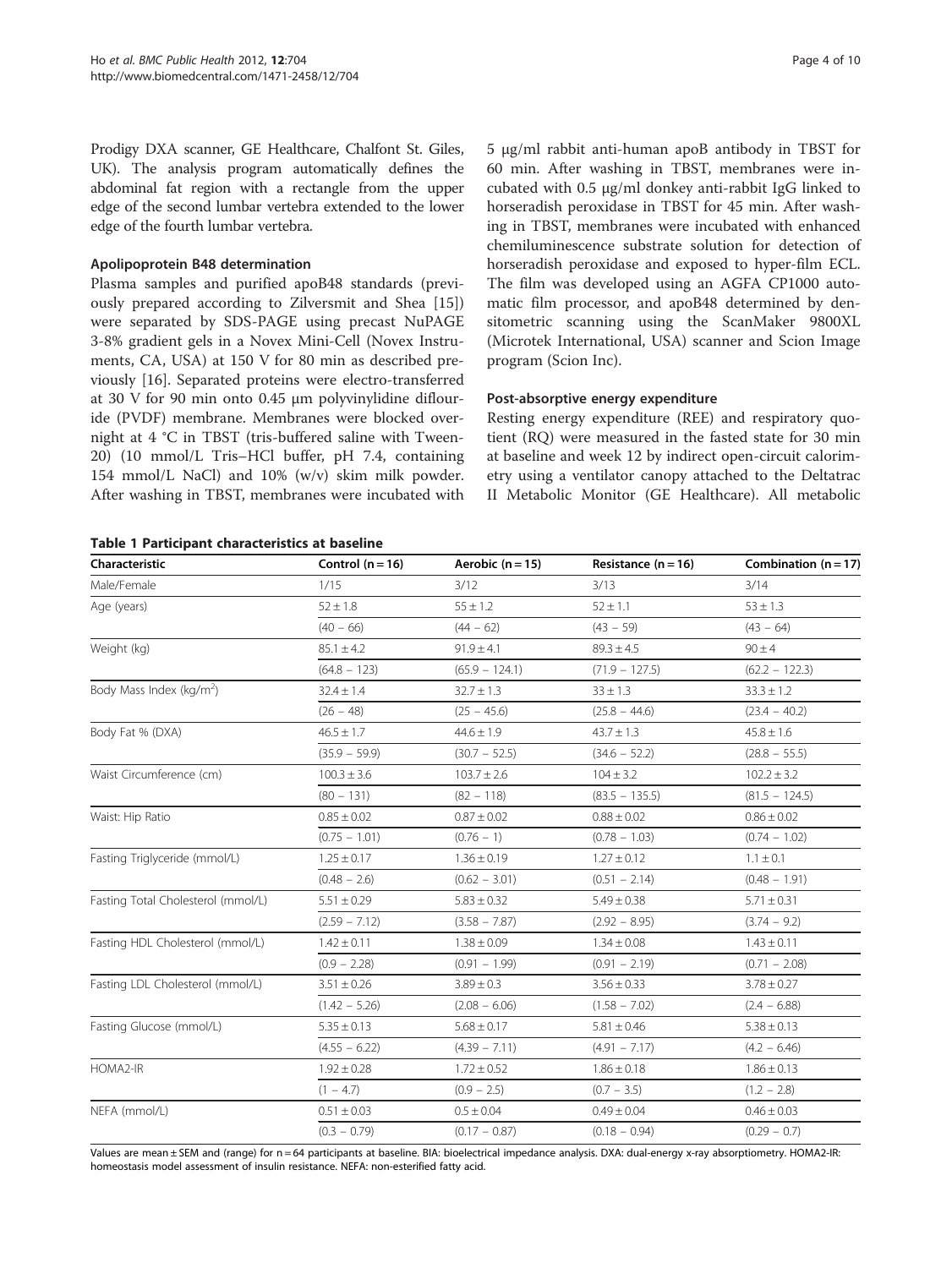Prodigy DXA scanner, GE Healthcare, Chalfont St. Giles, UK). The analysis program automatically defines the abdominal fat region with a rectangle from the upper edge of the second lumbar vertebra extended to the lower edge of the fourth lumbar vertebra.

### Apolipoprotein B48 determination

Plasma samples and purified apoB48 standards (previously prepared according to Zilversmit and Shea [15]) were separated by SDS-PAGE using precast NuPAGE 3-8% gradient gels in a Novex Mini-Cell (Novex Instruments, CA, USA) at 150 V for 80 min as described previously [16]. Separated proteins were electro-transferred at 30 V for 90 min onto 0.45 μm polyvinylidine diflouride (PVDF) membrane. Membranes were blocked overnight at 4 °C in TBST (tris-buffered saline with Tween-20) (10 mmol/L Tris–HCl buffer, pH 7.4, containing 154 mmol/L NaCl) and 10% (w/v) skim milk powder. After washing in TBST, membranes were incubated with 5 μg/ml rabbit anti-human apoB antibody in TBST for 60 min. After washing in TBST, membranes were incubated with 0.5 μg/ml donkey anti-rabbit IgG linked to horseradish peroxidase in TBST for 45 min. After washing in TBST, membranes were incubated with enhanced chemiluminescence substrate solution for detection of horseradish peroxidase and exposed to hyper-film ECL. The film was developed using an AGFA CP1000 automatic film processor, and apoB48 determined by densitometric scanning using the ScanMaker 9800XL (Microtek International, USA) scanner and Scion Image program (Scion Inc).

### Post-absorptive energy expenditure

Resting energy expenditure (REE) and respiratory quotient (RQ) were measured in the fasted state for 30 min at baseline and week 12 by indirect open-circuit calorimetry using a ventilator canopy attached to the Deltatrac II Metabolic Monitor (GE Healthcare). All metabolic

**Table 1 Participant characteristics at baseline**

| Characteristic | Control (n = 16) | Aerobic (n = 15) | Resistance (n = 16) | Combination (n = 17) |
|---|---|---|---|---|
| Male/Female | 1/15 | 3/12 | 3/13 | 3/14 |
| Age (years) | 52 ± 1.8 | 55 ± 1.2 | 52 ± 1.1 | 53 ± 1.3 |
| | (40 – 66) | (44 – 62) | (43 – 59) | (43 – 64) |
| Weight (kg) | 85.1 ± 4.2 | 91.9 ± 4.1 | 89.3 ± 4.5 | 90 ± 4 |
| | (64.8 – 123) | (65.9 – 124.1) | (71.9 – 127.5) | (62.2 – 122.3) |
| Body Mass Index (kg/m$^2$) | 32.4 ± 1.4 | 32.7 ± 1.3 | 33 ± 1.3 | 33.3 ± 1.2 |
| | (26 – 48) | (25 – 45.6) | (25.8 – 44.6) | (23.4 – 40.2) |
| Body Fat % (DXA) | 46.5 ± 1.7 | 44.6 ± 1.9 | 43.7 ± 1.3 | 45.8 ± 1.6 |
| | (35.9 – 59.9) | (30.7 – 52.5) | (34.6 – 52.2) | (28.8 – 55.5) |
| Waist Circumference (cm) | 100.3 ± 3.6 | 103.7 ± 2.6 | 104 ± 3.2 | 102.2 ± 3.2 |
| | (80 – 131) | (82 – 118) | (83.5 – 135.5) | (81.5 – 124.5) |
| Waist: Hip Ratio | 0.85 ± 0.02 | 0.87 ± 0.02 | 0.88 ± 0.02 | 0.86 ± 0.02 |
| | (0.75 – 1.01) | (0.76 – 1) | (0.78 – 1.03) | (0.74 – 1.02) |
| Fasting Triglyceride (mmol/L) | 1.25 ± 0.17 | 1.36 ± 0.19 | 1.27 ± 0.12 | 1.1 ± 0.1 |
| | (0.48 – 2.6) | (0.62 – 3.01) | (0.51 – 2.14) | (0.48 – 1.91) |
| Fasting Total Cholesterol (mmol/L) | 5.51 ± 0.29 | 5.83 ± 0.32 | 5.49 ± 0.38 | 5.71 ± 0.31 |
| | (2.59 – 7.12) | (3.58 – 7.87) | (2.92 – 8.95) | (3.74 – 9.2) |
| Fasting HDL Cholesterol (mmol/L) | 1.42 ± 0.11 | 1.38 ± 0.09 | 1.34 ± 0.08 | 1.43 ± 0.11 |
| | (0.9 – 2.28) | (0.91 – 1.99) | (0.91 – 2.19) | (0.71 – 2.08) |
| Fasting LDL Cholesterol (mmol/L) | 3.51 ± 0.26 | 3.89 ± 0.3 | 3.56 ± 0.33 | 3.78 ± 0.27 |
| | (1.42 – 5.26) | (2.08 – 6.06) | (1.58 – 7.02) | (2.4 – 6.88) |
| Fasting Glucose (mmol/L) | 5.35 ± 0.13 | 5.68 ± 0.17 | 5.81 ± 0.46 | 5.38 ± 0.13 |
| | (4.55 – 6.22) | (4.39 – 7.11) | (4.91 – 7.17) | (4.2 – 6.46) |
| HOMA2-IR | 1.92 ± 0.28 | 1.72 ± 0.52 | 1.86 ± 0.18 | 1.86 ± 0.13 |
| | (1 – 4.7) | (0.9 – 2.5) | (0.7 – 3.5) | (1.2 – 2.8) |
| NEFA (mmol/L) | 0.51 ± 0.03 | 0.5 ± 0.04 | 0.49 ± 0.04 | 0.46 ± 0.03 |
| | (0.3 – 0.79) | (0.17 – 0.87) | (0.18 – 0.94) | (0.29 – 0.7) |

Values are mean ± SEM and (range) for n = 64 participants at baseline. BIA: bioelectrical impedance analysis. DXA: dual-energy x-ray absorptiometry. HOMA2-IR: homeostasis model assessment of insulin resistance. NEFA: non-esterified fatty acid.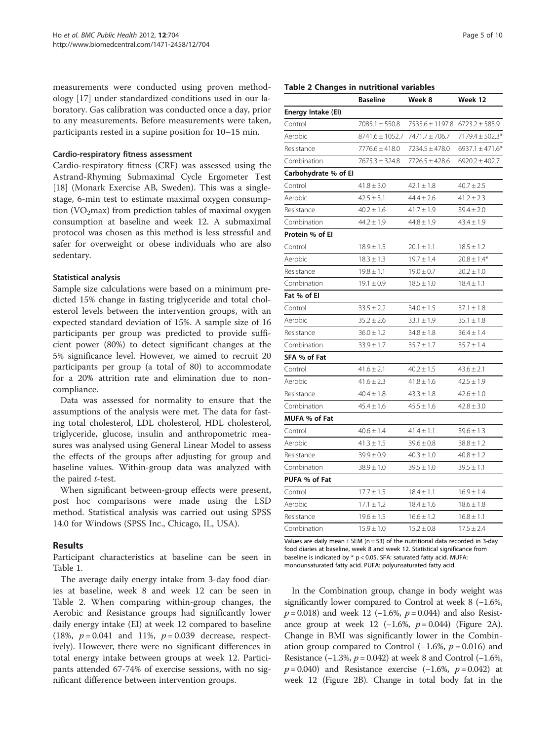measurements were conducted using proven methodology [17] under standardized conditions used in our laboratory. Gas calibration was conducted once a day, prior to any measurements. Before measurements were taken, participants rested in a supine position for 10–15 min.

### Cardio-respiratory fitness assessment

Cardio-respiratory fitness (CRF) was assessed using the Astrand-Rhyming Submaximal Cycle Ergometer Test [18] (Monark Exercise AB, Sweden). This was a single-stage, 6-min test to estimate maximal oxygen consumption ($VO_2$max) from prediction tables of maximal oxygen consumption at baseline and week 12. A submaximal protocol was chosen as this method is less stressful and safer for overweight or obese individuals who are also sedentary.

### Statistical analysis

Sample size calculations were based on a minimum predicted 15% change in fasting triglyceride and total cholesterol levels between the intervention groups, with an expected standard deviation of 15%. A sample size of 16 participants per group was predicted to provide sufficient power (80%) to detect significant changes at the 5% significance level. However, we aimed to recruit 20 participants per group (a total of 80) to accommodate for a 20% attrition rate and elimination due to non-compliance.

Data was assessed for normality to ensure that the assumptions of the analysis were met. The data for fasting total cholesterol, LDL cholesterol, HDL cholesterol, triglyceride, glucose, insulin and anthropometric measures was analysed using General Linear Model to assess the effects of the groups after adjusting for group and baseline values. Within-group data was analyzed with the paired *t*-test.

When significant between-group effects were present, post hoc comparisons were made using the LSD method. Statistical analysis was carried out using SPSS 14.0 for Windows (SPSS Inc., Chicago, IL, USA).

## Results

Participant characteristics at baseline can be seen in Table 1.

The average daily energy intake from 3-day food diaries at baseline, week 8 and week 12 can be seen in Table 2. When comparing within-group changes, the Aerobic and Resistance groups had significantly lower daily energy intake (EI) at week 12 compared to baseline (18%, $p = 0.041$ and 11%, $p = 0.039$ decrease, respectively). However, there were no significant differences in total energy intake between groups at week 12. Participants attended 67-74% of exercise sessions, with no significant difference between intervention groups.

**Table 2 Changes in nutritional variables**

| | Baseline | Week 8 | Week 12 |
|---|---|---|---|
| **Energy Intake (EI)** | | | |
| Control | 7085.1 ± 550.8 | 7535.6 ± 1197.8 | 6723.2 ± 585.9 |
| Aerobic | 8741.6 ± 1052.7 | 7471.7 ± 706.7 | 7179.4 ± 502.3* |
| Resistance | 7776.6 ± 418.0 | 7234.5 ± 478.0 | 6937.1 ± 471.6* |
| Combination | 7675.3 ± 324.8 | 7726.5 ± 428.6 | 6920.2 ± 402.7 |
| **Carbohydrate % of EI** | | | |
| Control | 41.8 ± 3.0 | 42.1 ± 1.8 | 40.7 ± 2.5 |
| Aerobic | 42.5 ± 3.1 | 44.4 ± 2.6 | 41.2 ± 2.3 |
| Resistance | 40.2 ± 1.6 | 41.7 ± 1.9 | 39.4 ± 2.0 |
| Combination | 44.2 ± 1.9 | 44.8 ± 1.9 | 43.4 ± 1.9 |
| **Protein % of EI** | | | |
| Control | 18.9 ± 1.5 | 20.1 ± 1.1 | 18.5 ± 1.2 |
| Aerobic | 18.3 ± 1.3 | 19.7 ± 1.4 | 20.8 ± 1.4* |
| Resistance | 19.8 ± 1.1 | 19.0 ± 0.7 | 20.2 ± 1.0 |
| Combination | 19.1 ± 0.9 | 18.5 ± 1.0 | 18.4 ± 1.1 |
| **Fat % of EI** | | | |
| Control | 33.5 ± 2.2 | 34.0 ± 1.5 | 37.1 ± 1.8 |
| Aerobic | 35.2 ± 2.6 | 33.1 ± 1.9 | 35.1 ± 1.8 |
| Resistance | 36.0 ± 1.2 | 34.8 ± 1.8 | 36.4 ± 1.4 |
| Combination | 33.9 ± 1.7 | 35.7 ± 1.7 | 35.7 ± 1.4 |
| **SFA % of Fat** | | | |
| Control | 41.6 ± 2.1 | 40.2 ± 1.5 | 43.6 ± 2.1 |
| Aerobic | 41.6 ± 2.3 | 41.8 ± 1.6 | 42.5 ± 1.9 |
| Resistance | 40.4 ± 1.8 | 43.3 ± 1.8 | 42.6 ± 1.0 |
| Combination | 45.4 ± 1.6 | 45.5 ± 1.6 | 42.8 ± 3.0 |
| **MUFA % of Fat** | | | |
| Control | 40.6 ± 1.4 | 41.4 ± 1.1 | 39.6 ± 1.3 |
| Aerobic | 41.3 ± 1.5 | 39.6 ± 0.8 | 38.8 ± 1.2 |
| Resistance | 39.9 ± 0.9 | 40.3 ± 1.0 | 40.8 ± 1.2 |
| Combination | 38.9 ± 1.0 | 39.5 ± 1.0 | 39.5 ± 1.1 |
| **PUFA % of Fat** | | | |
| Control | 17.7 ± 1.5 | 18.4 ± 1.1 | 16.9 ± 1.4 |
| Aerobic | 17.1 ± 1.2 | 18.4 ± 1.6 | 18.6 ± 1.8 |
| Resistance | 19.6 ± 1.5 | 16.6 ± 1.2 | 16.8 ± 1.1 |
| Combination | 15.9 ± 1.0 | 15.2 ± 0.8 | 17.5 ± 2.4 |

Values are daily mean ± SEM (n = 53) of the nutritional data recorded in 3-day food diaries at baseline, week 8 and week 12. Statistical significance from baseline is indicated by * $p < 0.05$. SFA: saturated fatty acid. MUFA: monounsaturated fatty acid. PUFA: polyunsaturated fatty acid.

In the Combination group, change in body weight was significantly lower compared to Control at week 8 (−1.6%, $p = 0.018$) and week 12 (−1.6%, $p = 0.044$) and also Resistance group at week 12 (−1.6%, $p = 0.044$) (Figure 2A). Change in BMI was significantly lower in the Combination group compared to Control (−1.6%, $p = 0.016$) and Resistance (−1.3%, $p = 0.042$) at week 8 and Control (−1.6%, $p = 0.040$) and Resistance exercise (−1.6%, $p = 0.042$) at week 12 (Figure 2B). Change in total body fat in the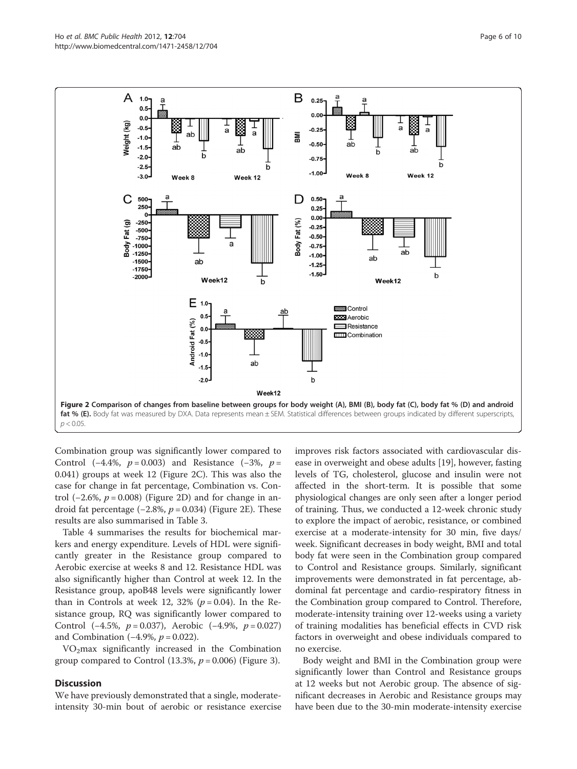Figure 2 Comparison of changes from baseline between groups for body weight (A), BMI (B), body fat (C), body fat % (D) and android fat % (E). Body fat was measured by DXA. Data represents mean ± SEM. Statistical differences between groups indicated by different superscripts, $p < 0.05$.

Combination group was significantly lower compared to Control (−4.4%, $p = 0.003$) and Resistance (−3%, $p = 0.041$) groups at week 12 (Figure 2C). This was also the case for change in fat percentage, Combination vs. Control (−2.6%, $p = 0.008$) (Figure 2D) and for change in android fat percentage (−2.8%, $p = 0.034$) (Figure 2E). These results are also summarised in Table 3.

Table 4 summarises the results for biochemical markers and energy expenditure. Levels of HDL were significantly greater in the Resistance group compared to Aerobic exercise at weeks 8 and 12. Resistance HDL was also significantly higher than Control at week 12. In the Resistance group, apoB48 levels were significantly lower than in Controls at week 12, 32% ($p = 0.04$). In the Resistance group, RQ was significantly lower compared to Control (−4.5%, $p = 0.037$), Aerobic (−4.9%, $p = 0.027$) and Combination (−4.9%, $p = 0.022$).

$VO_2$max significantly increased in the Combination group compared to Control (13.3%, $p = 0.006$) (Figure 3).

## Discussion

We have previously demonstrated that a single, moderate-intensity 30-min bout of aerobic or resistance exercise improves risk factors associated with cardiovascular disease in overweight and obese adults [19], however, fasting levels of TG, cholesterol, glucose and insulin were not affected in the short-term. It is possible that some physiological changes are only seen after a longer period of training. Thus, we conducted a 12-week chronic study to explore the impact of aerobic, resistance, or combined exercise at a moderate-intensity for 30 min, five days/week. Significant decreases in body weight, BMI and total body fat were seen in the Combination group compared to Control and Resistance groups. Similarly, significant improvements were demonstrated in fat percentage, abdominal fat percentage and cardio-respiratory fitness in the Combination group compared to Control. Therefore, moderate-intensity training over 12-weeks using a variety of training modalities has beneficial effects in CVD risk factors in overweight and obese individuals compared to no exercise.

Body weight and BMI in the Combination group were significantly lower than Control and Resistance groups at 12 weeks but not Aerobic group. The absence of significant decreases in Aerobic and Resistance groups may have been due to the 30-min moderate-intensity exercise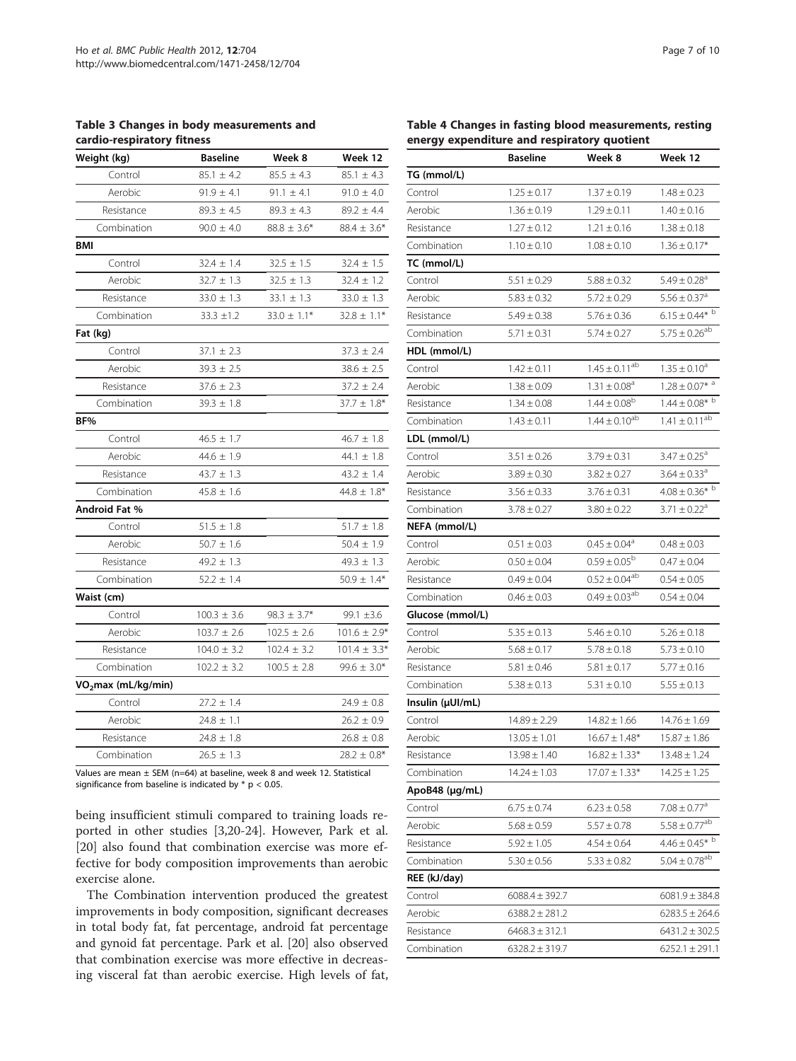**Table 3 Changes in body measurements and cardio-respiratory fitness**

| Weight (kg) | Baseline | Week 8 | Week 12 |
|---|---|---|---|
| Control | 85.1 ± 4.2 | 85.5 ± 4.3 | 85.1 ± 4.3 |
| Aerobic | 91.9 ± 4.1 | 91.1 ± 4.1 | 91.0 ± 4.0 |
| Resistance | 89.3 ± 4.5 | 89.3 ± 4.3 | 89.2 ± 4.4 |
| Combination | 90.0 ± 4.0 | 88.8 ± 3.6* | 88.4 ± 3.6* |
| **BMI** | | | |
| Control | 32.4 ± 1.4 | 32.5 ± 1.5 | 32.4 ± 1.5 |
| Aerobic | 32.7 ± 1.3 | 32.5 ± 1.3 | 32.4 ± 1.2 |
| Resistance | 33.0 ± 1.3 | 33.1 ± 1.3 | 33.0 ± 1.3 |
| Combination | 33.3 ±1.2 | 33.0 ± 1.1* | 32.8 ± 1.1* |
| **Fat (kg)** | | | |
| Control | 37.1 ± 2.3 | | 37.3 ± 2.4 |
| Aerobic | 39.3 ± 2.5 | | 38.6 ± 2.5 |
| Resistance | 37.6 ± 2.3 | | 37.2 ± 2.4 |
| Combination | 39.3 ± 1.8 | | 37.7 ± 1.8* |
| **BF%** | | | |
| Control | 46.5 ± 1.7 | | 46.7 ± 1.8 |
| Aerobic | 44.6 ± 1.9 | | 44.1 ± 1.8 |
| Resistance | 43.7 ± 1.3 | | 43.2 ± 1.4 |
| Combination | 45.8 ± 1.6 | | 44.8 ± 1.8* |
| **Android Fat %** | | | |
| Control | 51.5 ± 1.8 | | 51.7 ± 1.8 |
| Aerobic | 50.7 ± 1.6 | | 50.4 ± 1.9 |
| Resistance | 49.2 ± 1.3 | | 49.3 ± 1.3 |
| Combination | 52.2 ± 1.4 | | 50.9 ± 1.4* |
| **Waist (cm)** | | | |
| Control | 100.3 ± 3.6 | 98.3 ± 3.7* | 99.1 ±3.6 |
| Aerobic | 103.7 ± 2.6 | 102.5 ± 2.6 | 101.6 ± 2.9* |
| Resistance | 104.0 ± 3.2 | 102.4 ± 3.2 | 101.4 ± 3.3* |
| Combination | 102.2 ± 3.2 | 100.5 ± 2.8 | 99.6 ± 3.0* |
| **$VO_2$max (mL/kg/min)** | | | |
| Control | 27.2 ± 1.4 | | 24.9 ± 0.8 |
| Aerobic | 24.8 ± 1.1 | | 26.2 ± 0.9 |
| Resistance | 24.8 ± 1.8 | | 26.8 ± 0.8 |
| Combination | 26.5 ± 1.3 | | 28.2 ± 0.8* |

Values are mean ± SEM (n=64) at baseline, week 8 and week 12. Statistical significance from baseline is indicated by * $p < 0.05$.

being insufficient stimuli compared to training loads reported in other studies [3,20-24]. However, Park et al. [20] also found that combination exercise was more effective for body composition improvements than aerobic exercise alone.

The Combination intervention produced the greatest improvements in body composition, significant decreases in total body fat, fat percentage, android fat percentage and gynoid fat percentage. Park et al. [20] also observed that combination exercise was more effective in decreasing visceral fat than aerobic exercise. High levels of fat,

**Table 4 Changes in fasting blood measurements, resting energy expenditure and respiratory quotient**

| | Baseline | Week 8 | Week 12 |
|---|---|---|---|
| **TG (mmol/L)** | | | |
| Control | 1.25 ± 0.17 | 1.37 ± 0.19 | 1.48 ± 0.23 |
| Aerobic | 1.36 ± 0.19 | 1.29 ± 0.11 | 1.40 ± 0.16 |
| Resistance | 1.27 ± 0.12 | 1.21 ± 0.16 | 1.38 ± 0.18 |
| Combination | 1.10 ± 0.10 | 1.08 ± 0.10 | 1.36 ± 0.17* |
| **TC (mmol/L)** | | | |
| Control | 5.51 ± 0.29 | 5.88 ± 0.32 | 5.49 ± 0.28[a] |
| Aerobic | 5.83 ± 0.32 | 5.72 ± 0.29 | 5.56 ± 0.37[a] |
| Resistance | 5.49 ± 0.38 | 5.76 ± 0.36 | 6.15 ± 0.44* [b] |
| Combination | 5.71 ± 0.31 | 5.74 ± 0.27 | 5.75 ± 0.26[ab] |
| **HDL (mmol/L)** | | | |
| Control | 1.42 ± 0.11 | 1.45 ± 0.11[ab] | 1.35 ± 0.10[a] |
| Aerobic | 1.38 ± 0.09 | 1.31 ± 0.08[a] | 1.28 ± 0.07* [a] |
| Resistance | 1.34 ± 0.08 | 1.44 ± 0.08[b] | 1.44 ± 0.08* [b] |
| Combination | 1.43 ± 0.11 | 1.44 ± 0.10[ab] | 1.41 ± 0.11[ab] |
| **LDL (mmol/L)** | | | |
| Control | 3.51 ± 0.26 | 3.79 ± 0.31 | 3.47 ± 0.25[a] |
| Aerobic | 3.89 ± 0.30 | 3.82 ± 0.27 | 3.64 ± 0.33[a] |
| Resistance | 3.56 ± 0.33 | 3.76 ± 0.31 | 4.08 ± 0.36* [b] |
| Combination | 3.78 ± 0.27 | 3.80 ± 0.22 | 3.71 ± 0.22[a] |
| **NEFA (mmol/L)** | | | |
| Control | 0.51 ± 0.03 | 0.45 ± 0.04[a] | 0.48 ± 0.03 |
| Aerobic | 0.50 ± 0.04 | 0.59 ± 0.05[b] | 0.47 ± 0.04 |
| Resistance | 0.49 ± 0.04 | 0.52 ± 0.04[ab] | 0.54 ± 0.05 |
| Combination | 0.46 ± 0.03 | 0.49 ± 0.03[ab] | 0.54 ± 0.04 |
| **Glucose (mmol/L)** | | | |
| Control | 5.35 ± 0.13 | 5.46 ± 0.10 | 5.26 ± 0.18 |
| Aerobic | 5.68 ± 0.17 | 5.78 ± 0.18 | 5.73 ± 0.10 |
| Resistance | 5.81 ± 0.46 | 5.81 ± 0.17 | 5.77 ± 0.16 |
| Combination | 5.38 ± 0.13 | 5.31 ± 0.10 | 5.55 ± 0.13 |
| **Insulin (μUI/mL)** | | | |
| Control | 14.89 ± 2.29 | 14.82 ± 1.66 | 14.76 ± 1.69 |
| Aerobic | 13.05 ± 1.01 | 16.67 ± 1.48* | 15.87 ± 1.86 |
| Resistance | 13.98 ± 1.40 | 16.82 ± 1.33* | 13.48 ± 1.24 |
| Combination | 14.24 ± 1.03 | 17.07 ± 1.33* | 14.25 ± 1.25 |
| **ApoB48 (μg/mL)** | | | |
| Control | 6.75 ± 0.74 | 6.23 ± 0.58 | 7.08 ± 0.77[a] |
| Aerobic | 5.68 ± 0.59 | 5.57 ± 0.78 | 5.58 ± 0.77[ab] |
| Resistance | 5.92 ± 1.05 | 4.54 ± 0.64 | 4.46 ± 0.45* [b] |
| Combination | 5.30 ± 0.56 | 5.33 ± 0.82 | 5.04 ± 0.78[ab] |
| **REE (kJ/day)** | | | |
| Control | 6088.4 ± 392.7 | | 6081.9 ± 384.8 |
| Aerobic | 6388.2 ± 281.2 | | 6283.5 ± 264.6 |
| Resistance | 6468.3 ± 312.1 | | 6431.2 ± 302.5 |
| Combination | 6328.2 ± 319.7 | | 6252.1 ± 291.1 |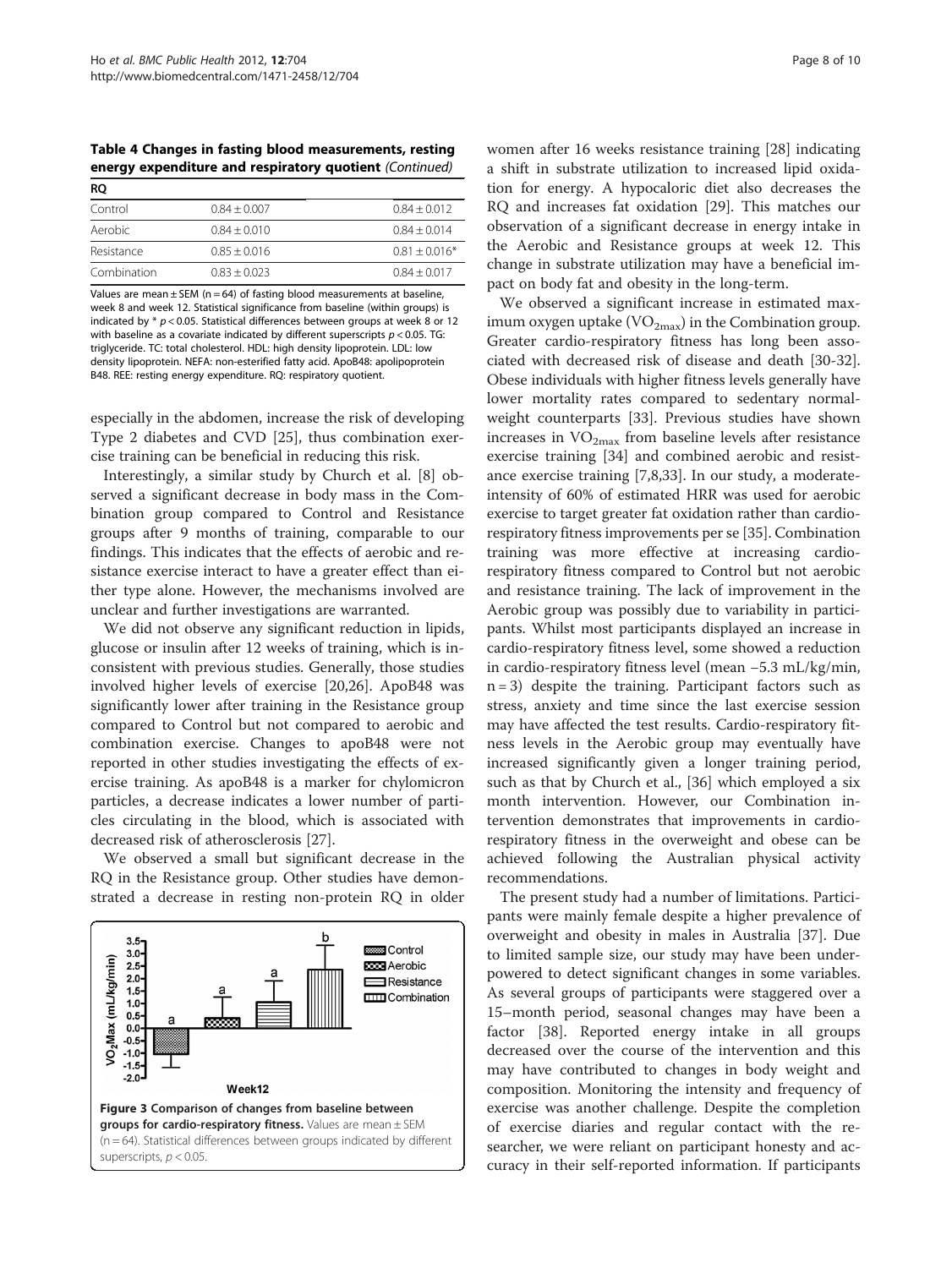**Table 4 Changes in fasting blood measurements, resting energy expenditure and respiratory quotient** *(Continued)*

| RQ | | |
|---|---|---|
| Control | 0.84 ± 0.007 | 0.84 ± 0.012 |
| Aerobic | 0.84 ± 0.010 | 0.84 ± 0.014 |
| Resistance | 0.85 ± 0.016 | 0.81 ± 0.016* |
| Combination | 0.83 ± 0.023 | 0.84 ± 0.017 |

Values are mean ± SEM (n = 64) of fasting blood measurements at baseline, week 8 and week 12. Statistical significance from baseline (within groups) is indicated by * $p < 0.05$. Statistical differences between groups at week 8 or 12 with baseline as a covariate indicated by different superscripts $p < 0.05$. TG: triglyceride. TC: total cholesterol. HDL: high density lipoprotein. LDL: low density lipoprotein. NEFA: non-esterified fatty acid. ApoB48: apolipoprotein B48. REE: resting energy expenditure. RQ: respiratory quotient.

especially in the abdomen, increase the risk of developing Type 2 diabetes and CVD [25], thus combination exercise training can be beneficial in reducing this risk.

Interestingly, a similar study by Church et al. [8] observed a significant decrease in body mass in the Combination group compared to Control and Resistance groups after 9 months of training, comparable to our findings. This indicates that the effects of aerobic and resistance exercise interact to have a greater effect than either type alone. However, the mechanisms involved are unclear and further investigations are warranted.

We did not observe any significant reduction in lipids, glucose or insulin after 12 weeks of training, which is inconsistent with previous studies. Generally, those studies involved higher levels of exercise [20,26]. ApoB48 was significantly lower after training in the Resistance group compared to Control but not compared to aerobic and combination exercise. Changes to apoB48 were not reported in other studies investigating the effects of exercise training. As apoB48 is a marker for chylomicron particles, a decrease indicates a lower number of particles circulating in the blood, which is associated with decreased risk of atherosclerosis [27].

We observed a small but significant decrease in the RQ in the Resistance group. Other studies have demonstrated a decrease in resting non-protein RQ in older women after 16 weeks resistance training [28] indicating a shift in substrate utilization to increased lipid oxidation for energy. A hypocaloric diet also decreases the RQ and increases fat oxidation [29]. This matches our observation of a significant decrease in energy intake in the Aerobic and Resistance groups at week 12. This change in substrate utilization may have a beneficial impact on body fat and obesity in the long-term.

**Figure 3 Comparison of changes from baseline between groups for cardio-respiratory fitness.** Values are mean ± SEM (n = 64). Statistical differences between groups indicated by different superscripts, $p < 0.05$.

We observed a significant increase in estimated maximum oxygen uptake ($VO_{2max}$) in the Combination group. Greater cardio-respiratory fitness has long been associated with decreased risk of disease and death [30-32]. Obese individuals with higher fitness levels generally have lower mortality rates compared to sedentary normal-weight counterparts [33]. Previous studies have shown increases in $VO_{2max}$ from baseline levels after resistance exercise training [34] and combined aerobic and resistance exercise training [7,8,33]. In our study, a moderate-intensity of 60% of estimated HRR was used for aerobic exercise to target greater fat oxidation rather than cardio-respiratory fitness improvements per se [35]. Combination training was more effective at increasing cardio-respiratory fitness compared to Control but not aerobic and resistance training. The lack of improvement in the Aerobic group was possibly due to variability in participants. Whilst most participants displayed an increase in cardio-respiratory fitness level, some showed a reduction in cardio-respiratory fitness level (mean −5.3 mL/kg/min, n = 3) despite the training. Participant factors such as stress, anxiety and time since the last exercise session may have affected the test results. Cardio-respiratory fitness levels in the Aerobic group may eventually have increased significantly given a longer training period, such as that by Church et al., [36] which employed a six month intervention. However, our Combination intervention demonstrates that improvements in cardio-respiratory fitness in the overweight and obese can be achieved following the Australian physical activity recommendations.

The present study had a number of limitations. Participants were mainly female despite a higher prevalence of overweight and obesity in males in Australia [37]. Due to limited sample size, our study may have been underpowered to detect significant changes in some variables. As several groups of participants were staggered over a 15–month period, seasonal changes may have been a factor [38]. Reported energy intake in all groups decreased over the course of the intervention and this may have contributed to changes in body weight and composition. Monitoring the intensity and frequency of exercise was another challenge. Despite the completion of exercise diaries and regular contact with the researcher, we were reliant on participant honesty and accuracy in their self-reported information. If participants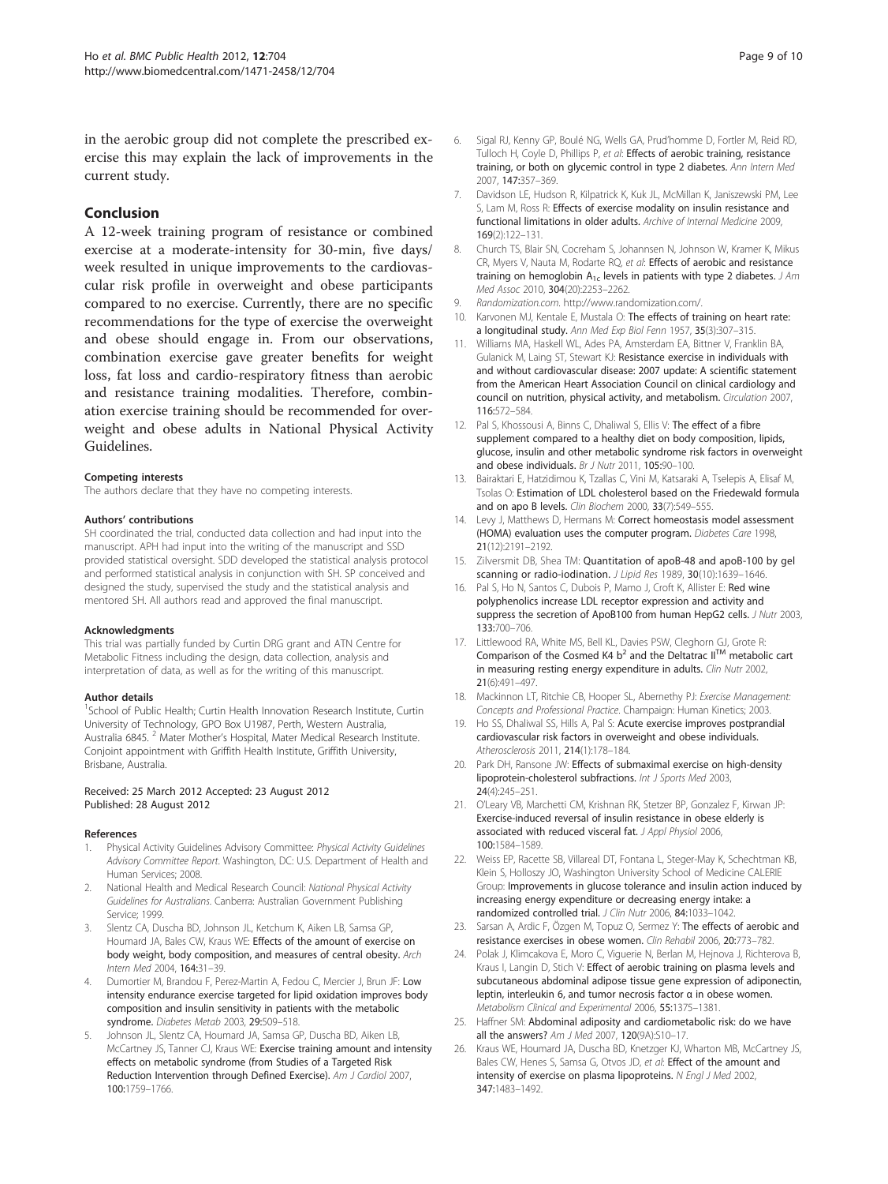in the aerobic group did not complete the prescribed exercise this may explain the lack of improvements in the current study.

## Conclusion

A 12-week training program of resistance or combined exercise at a moderate-intensity for 30-min, five days/week resulted in unique improvements to the cardiovascular risk profile in overweight and obese participants compared to no exercise. Currently, there are no specific recommendations for the type of exercise the overweight and obese should engage in. From our observations, combination exercise gave greater benefits for weight loss, fat loss and cardio-respiratory fitness than aerobic and resistance training modalities. Therefore, combination exercise training should be recommended for overweight and obese adults in National Physical Activity Guidelines.

#### Competing interests

The authors declare that they have no competing interests.

#### Authors' contributions

SH coordinated the trial, conducted data collection and had input into the manuscript. APH had input into the writing of the manuscript and SSD provided statistical oversight. SDD developed the statistical analysis protocol and performed statistical analysis in conjunction with SH. SP conceived and designed the study, supervised the study and the statistical analysis and mentored SH. All authors read and approved the final manuscript.

#### Acknowledgments

This trial was partially funded by Curtin DRG grant and ATN Centre for Metabolic Fitness including the design, data collection, analysis and interpretation of data, as well as for the writing of this manuscript.

#### Author details

[1]School of Public Health; Curtin Health Innovation Research Institute, Curtin University of Technology, GPO Box U1987, Perth, Western Australia, Australia 6845. [2] Mater Mother's Hospital, Mater Medical Research Institute. Conjoint appointment with Griffith Health Institute, Griffith University, Brisbane, Australia.

Received: 25 March 2012 Accepted: 23 August 2012
Published: 28 August 2012

#### References

1. Physical Activity Guidelines Advisory Committee: *Physical Activity Guidelines Advisory Committee Report*. Washington, DC: U.S. Department of Health and Human Services; 2008.
2. National Health and Medical Research Council: *National Physical Activity Guidelines for Australians*. Canberra: Australian Government Publishing Service; 1999.
3. Slentz CA, Duscha BD, Johnson JL, Ketchum K, Aiken LB, Samsa GP, Houmard JA, Bales CW, Kraus WE: **Effects of the amount of exercise on body weight, body composition, and measures of central obesity.** *Arch Intern Med* 2004, **164:**31–39.
4. Dumortier M, Brandou F, Perez-Martin A, Fedou C, Mercier J, Brun JF: **Low intensity endurance exercise targeted for lipid oxidation improves body composition and insulin sensitivity in patients with the metabolic syndrome.** *Diabetes Metab* 2003, **29:**509–518.
5. Johnson JL, Slentz CA, Houmard JA, Samsa GP, Duscha BD, Aiken LB, McCartney JS, Tanner CJ, Kraus WE: **Exercise training amount and intensity effects on metabolic syndrome (from Studies of a Targeted Risk Reduction Intervention through Defined Exercise).** *Am J Cardiol* 2007, **100:**1759–1766.
6. Sigal RJ, Kenny GP, Boulé NG, Wells GA, Prud'homme D, Fortler M, Reid RD, Tulloch H, Coyle D, Phillips P, *et al*: **Effects of aerobic training, resistance training, or both on glycemic control in type 2 diabetes.** *Ann Intern Med* 2007, **147:**357–369.
7. Davidson LE, Hudson R, Kilpatrick K, Kuk JL, McMillan K, Janiszewski PM, Lee S, Lam M, Ross R: **Effects of exercise modality on insulin resistance and functional limitations in older adults.** *Archive of Internal Medicine* 2009, **169**(2):122–131.
8. Church TS, Blair SN, Cocreham S, Johannsen N, Johnson W, Kramer K, Mikus CR, Myers V, Nauta M, Rodarte RQ, *et al*: **Effects of aerobic and resistance training on hemoglobin $A_{1c}$ levels in patients with type 2 diabetes.** *J Am Med Assoc* 2010, **304**(20):2253–2262.
9. *Randomization.com*. http://www.randomization.com/.
10. Karvonen MJ, Kentale E, Mustala O: **The effects of training on heart rate: a longitudinal study.** *Ann Med Exp Biol Fenn* 1957, **35**(3):307–315.
11. Williams MA, Haskell WL, Ades PA, Amsterdam EA, Bittner V, Franklin BA, Gulanick M, Laing ST, Stewart KJ: **Resistance exercise in individuals with and without cardiovascular disease: 2007 update: A scientific statement from the American Heart Association Council on clinical cardiology and council on nutrition, physical activity, and metabolism.** *Circulation* 2007, **116:**572–584.
12. Pal S, Khossousi A, Binns C, Dhaliwal S, Ellis V: **The effect of a fibre supplement compared to a healthy diet on body composition, lipids, glucose, insulin and other metabolic syndrome risk factors in overweight and obese individuals.** *Br J Nutr* 2011, **105:**90–100.
13. Bairaktari E, Hatzidimou K, Tzallas C, Vini M, Katsaraki A, Tselepis A, Elisaf M, Tsolas O: **Estimation of LDL cholesterol based on the Friedewald formula and on apo B levels.** *Clin Biochem* 2000, **33**(7):549–555.
14. Levy J, Matthews D, Hermans M: **Correct homeostasis model assessment (HOMA) evaluation uses the computer program.** *Diabetes Care* 1998, **21**(12):2191–2192.
15. Zilversmit DB, Shea TM: **Quantitation of apoB-48 and apoB-100 by gel scanning or radio-iodination.** *J Lipid Res* 1989, **30**(10):1639–1646.
16. Pal S, Ho N, Santos C, Dubois P, Mamo J, Croft K, Allister E: **Red wine polyphenolics increase LDL receptor expression and activity and suppress the secretion of ApoB100 from human HepG2 cells.** *J Nutr* 2003, **133:**700–706.
17. Littlewood RA, White MS, Bell KL, Davies PSW, Cleghorn GJ, Grote R: **Comparison of the Cosmed K4 $b^2$ and the Deltatrac II™ metabolic cart in measuring resting energy expenditure in adults.** *Clin Nutr* 2002, **21**(6):491–497.
18. Mackinnon LT, Ritchie CB, Hooper SL, Abernethy PJ: *Exercise Management: Concepts and Professional Practice*. Champaign: Human Kinetics; 2003.
19. Ho SS, Dhaliwal SS, Hills A, Pal S: **Acute exercise improves postprandial cardiovascular risk factors in overweight and obese individuals.** *Atherosclerosis* 2011, **214**(1):178–184.
20. Park DH, Ransone JW: **Effects of submaximal exercise on high-density lipoprotein-cholesterol subfractions.** *Int J Sports Med* 2003, **24**(4):245–251.
21. O'Leary VB, Marchetti CM, Krishnan RK, Stetzer BP, Gonzalez F, Kirwan JP: **Exercise-induced reversal of insulin resistance in obese elderly is associated with reduced visceral fat.** *J Appl Physiol* 2006, **100:**1584–1589.
22. Weiss EP, Racette SB, Villareal DT, Fontana L, Steger-May K, Schechtman KB, Klein S, Holloszy JO, Washington University School of Medicine CALERIE Group: **Improvements in glucose tolerance and insulin action induced by increasing energy expenditure or decreasing energy intake: a randomized controlled trial.** *J Clin Nutr* 2006, **84:**1033–1042.
23. Sarsan A, Ardic F, Özgen M, Topuz O, Sermez Y: **The effects of aerobic and resistance exercises in obese women.** *Clin Rehabil* 2006, **20:**773–782.
24. Polak J, Klimcakova E, Moro C, Viguerie N, Berlan M, Hejnova J, Richterova B, Kraus I, Langin D, Stich V: **Effect of aerobic training on plasma levels and subcutaneous abdominal adipose tissue gene expression of adiponectin, leptin, interleukin 6, and tumor necrosis factor α in obese women.** *Metabolism Clinical and Experimental* 2006, **55:**1375–1381.
25. Haffner SM: **Abdominal adiposity and cardiometabolic risk: do we have all the answers?** *Am J Med* 2007, **120**(9A):S10–17.
26. Kraus WE, Houmard JA, Duscha BD, Knetzger KJ, Wharton MB, McCartney JS, Bales CW, Henes S, Samsa G, Otvos JD, *et al*: **Effect of the amount and intensity of exercise on plasma lipoproteins.** *N Engl J Med* 2002, **347:**1483–1492.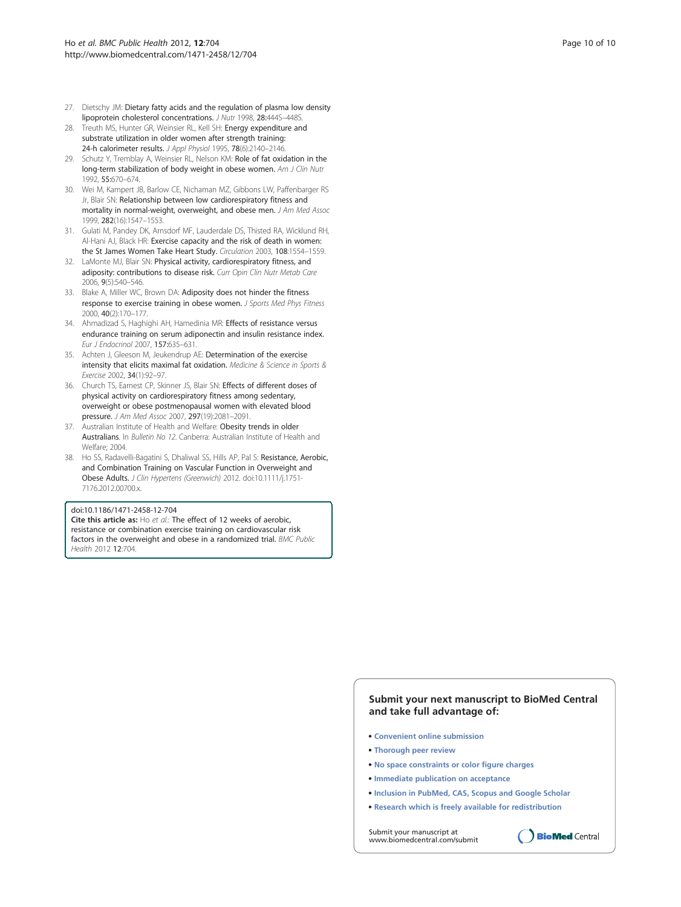27. Dietschy JM: **Dietary fatty acids and the regulation of plasma low density lipoprotein cholesterol concentrations.** *J Nutr* 1998, **28:**444S–448S.
28. Treuth MS, Hunter GR, Weinsier RL, Kell SH: **Energy expenditure and substrate utilization in older women after strength training: 24-h calorimeter results.** *J Appl Physiol* 1995, **78**(6):2140–2146.
29. Schutz Y, Tremblay A, Weinsier RL, Nelson KM: **Role of fat oxidation in the long-term stabilization of body weight in obese women.** *Am J Clin Nutr* 1992, **55:**670–674.
30. Wei M, Kampert JB, Barlow CE, Nichaman MZ, Gibbons LW, Paffenbarger RS Jr, Blair SN: **Relationship between low cardiorespiratory fitness and mortality in normal-weight, overweight, and obese men.** *J Am Med Assoc* 1999, **282**(16):1547–1553.
31. Gulati M, Pandey DK, Arnsdorf MF, Lauderdale DS, Thisted RA, Wicklund RH, Al-Hani AJ, Black HR: **Exercise capacity and the risk of death in women: the St James Women Take Heart Study.** *Circulation* 2003, **108**:1554–1559.
32. LaMonte MJ, Blair SN: **Physical activity, cardiorespiratory fitness, and adiposity: contributions to disease risk.** *Curr Opin Clin Nutr Metab Care* 2006, **9**(5):540–546.
33. Blake A, Miller WC, Brown DA: **Adiposity does not hinder the fitness response to exercise training in obese women.** *J Sports Med Phys Fitness* 2000, **40**(2):170–177.
34. Ahmadizad S, Haghighi AH, Hamedinia MR: **Effects of resistance versus endurance training on serum adiponectin and insulin resistance index.** *Eur J Endocrinol* 2007, **157:**635–631.
35. Achten J, Gleeson M, Jeukendrup AE: **Determination of the exercise intensity that elicits maximal fat oxidation.** *Medicine & Science in Sports & Exercise* 2002, **34**(1):92–97.
36. Church TS, Earnest CP, Skinner JS, Blair SN: **Effects of different doses of physical activity on cardiorespiratory fitness among sedentary, overweight or obese postmenopausal women with elevated blood pressure.** *J Am Med Assoc* 2007, **297**(19):2081–2091.
37. Australian Institute of Health and Welfare: **Obesity trends in older Australians**. In *Bulletin No 12*. Canberra: Australian Institute of Health and Welfare; 2004.
38. Ho SS, Radavelli-Bagatini S, Dhaliwal SS, Hills AP, Pal S: **Resistance, Aerobic, and Combination Training on Vascular Function in Overweight and Obese Adults.** *J Clin Hypertens (Greenwich)* 2012. doi:10.1111/j.1751-7176.2012.00700.x.

doi:10.1186/1471-2458-12-704

**Cite this article as:** Ho *et al.*: The effect of 12 weeks of aerobic, resistance or combination exercise training on cardiovascular risk factors in the overweight and obese in a randomized trial. *BMC Public Health* 2012 **12**:704.

**Submit your next manuscript to BioMed Central and take full advantage of:**

- **Convenient online submission**
- **Thorough peer review**
- **No space constraints or color figure charges**
- **Immediate publication on acceptance**
- **Inclusion in PubMed, CAS, Scopus and Google Scholar**
- **Research which is freely available for redistribution**

Submit your manuscript at
www.biomedcentral.com/submit

BioMed Central